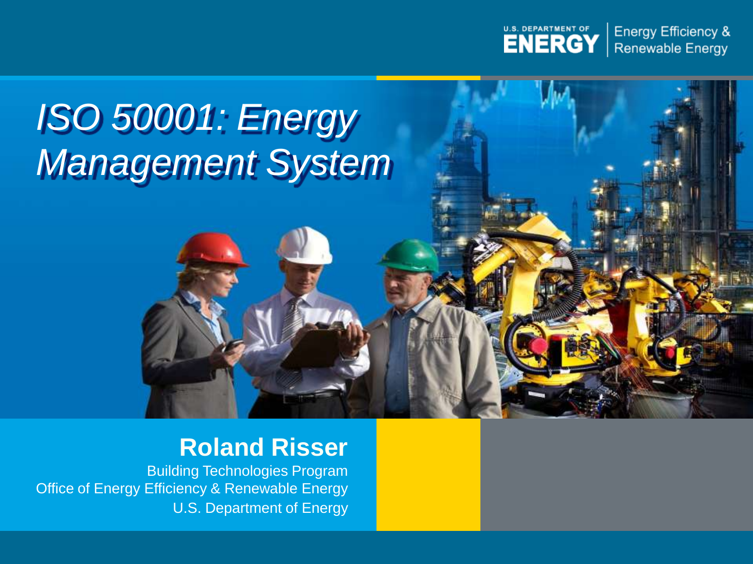U.S. DEPARTMENT OF **ENERGY** | Energy Efficiency & Renewable Energy

# *ISO 50001: Energy Management System*

**Roland Risser**

Building Technologies Program
Office of Energy Efficiency & Renewable Energy
U.S. Department of Energy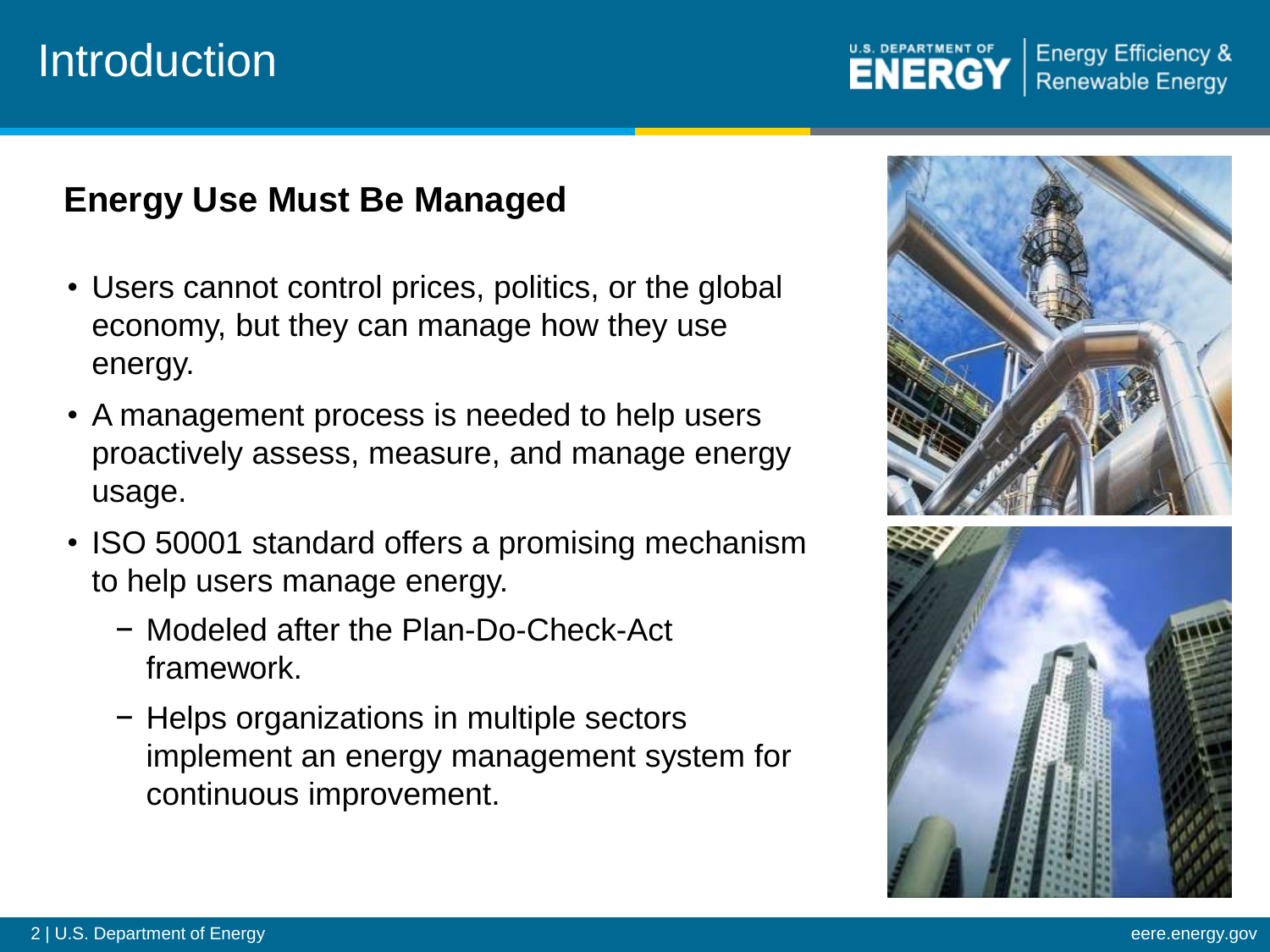# Introduction

## Energy Use Must Be Managed

- Users cannot control prices, politics, or the global economy, but they can manage how they use energy.
- A management process is needed to help users proactively assess, measure, and manage energy usage.
- ISO 50001 standard offers a promising mechanism to help users manage energy.
  - Modeled after the Plan-Do-Check-Act framework.
  - Helps organizations in multiple sectors implement an energy management system for continuous improvement.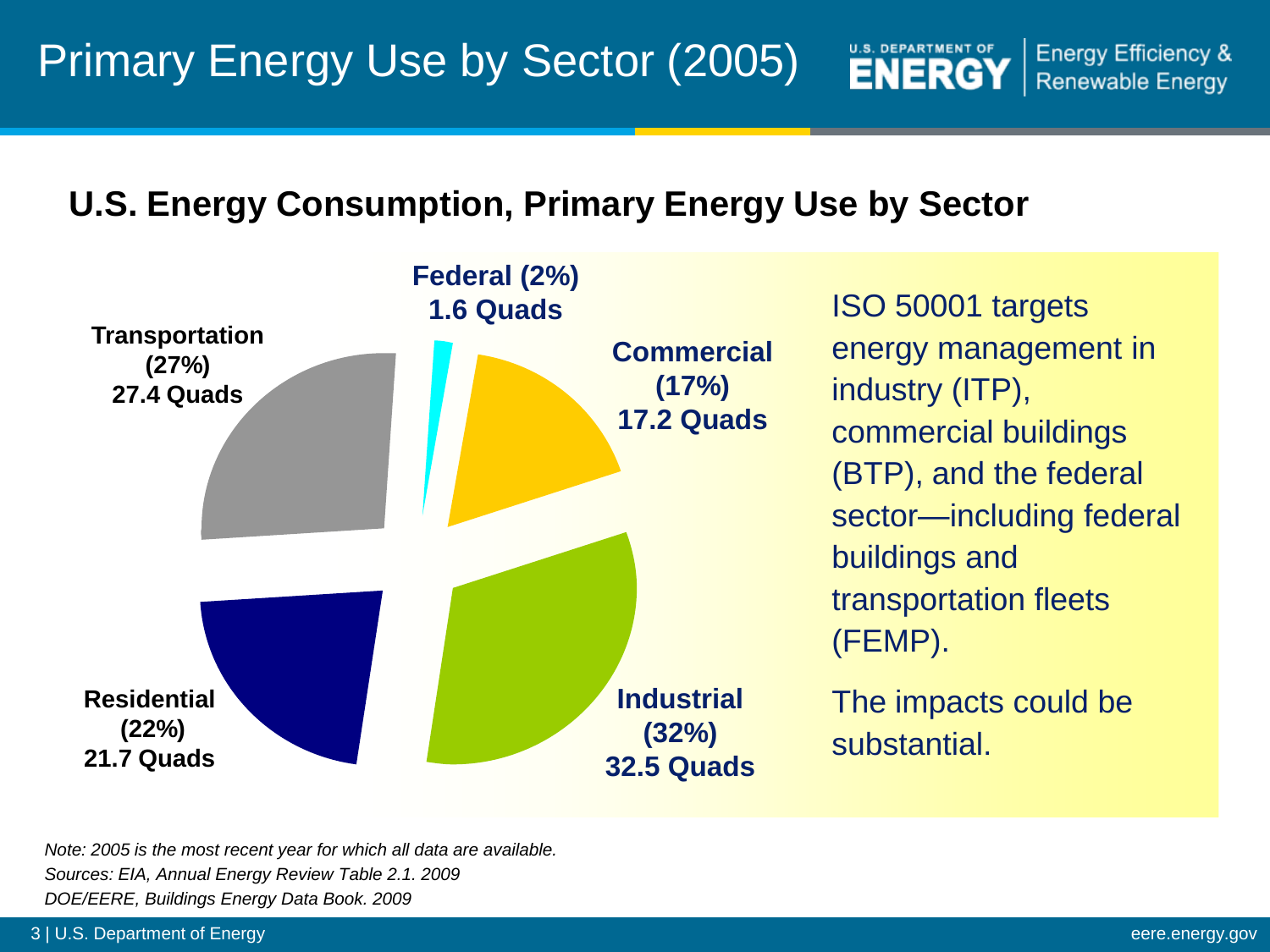# Primary Energy Use by Sector (2005)

## U.S. Energy Consumption, Primary Energy Use by Sector

**Federal (2%)**
**1.6 Quads**

**Commercial (17%)**
**17.2 Quads**

**Transportation (27%)**
**27.4 Quads**

**Residential (22%)**
**21.7 Quads**

**Industrial (32%)**
**32.5 Quads**

ISO 50001 targets energy management in industry (ITP), commercial buildings (BTP), and the federal sector—including federal buildings and transportation fleets (FEMP).

The impacts could be substantial.

*Note: 2005 is the most recent year for which all data are available.*
*Sources: EIA, Annual Energy Review Table 2.1. 2009*
*DOE/EERE, Buildings Energy Data Book. 2009*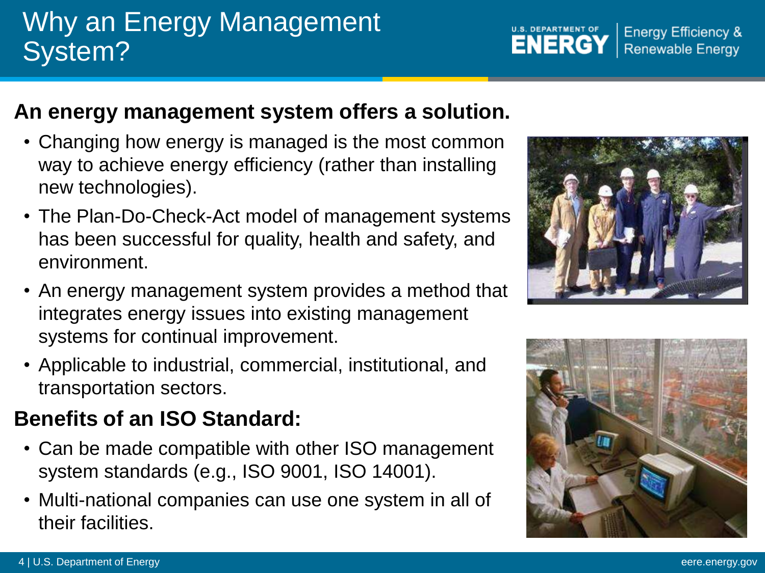# Why an Energy Management System?

## An energy management system offers a solution.

- Changing how energy is managed is the most common way to achieve energy efficiency (rather than installing new technologies).
- The Plan-Do-Check-Act model of management systems has been successful for quality, health and safety, and environment.
- An energy management system provides a method that integrates energy issues into existing management systems for continual improvement.
- Applicable to industrial, commercial, institutional, and transportation sectors.

## Benefits of an ISO Standard:

- Can be made compatible with other ISO management system standards (e.g., ISO 9001, ISO 14001).
- Multi-national companies can use one system in all of their facilities.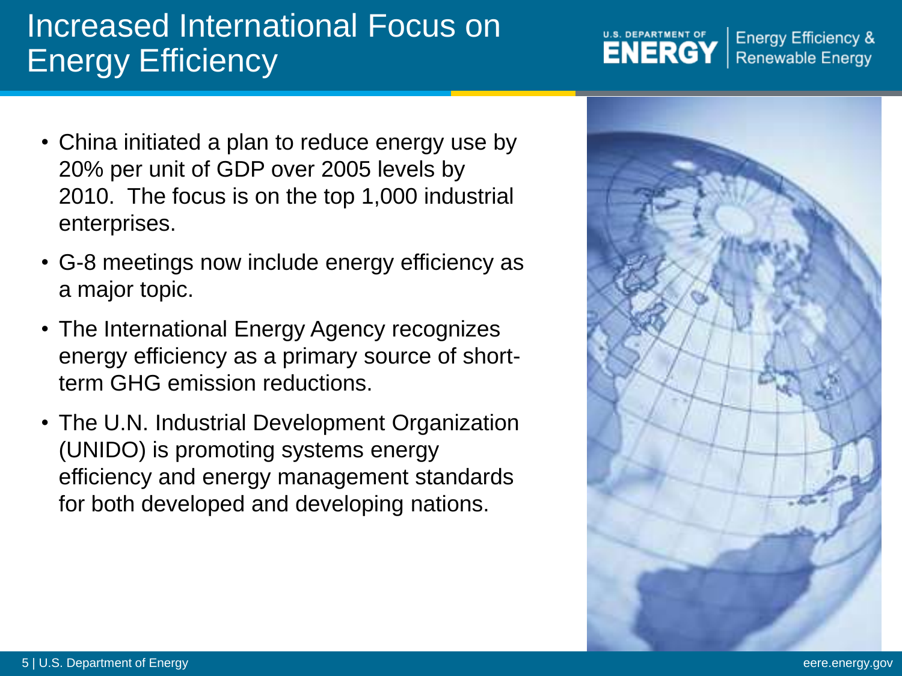# Increased International Focus on Energy Efficiency

- China initiated a plan to reduce energy use by 20% per unit of GDP over 2005 levels by 2010. The focus is on the top 1,000 industrial enterprises.
- G-8 meetings now include energy efficiency as a major topic.
- The International Energy Agency recognizes energy efficiency as a primary source of short-term GHG emission reductions.
- The U.N. Industrial Development Organization (UNIDO) is promoting systems energy efficiency and energy management standards for both developed and developing nations.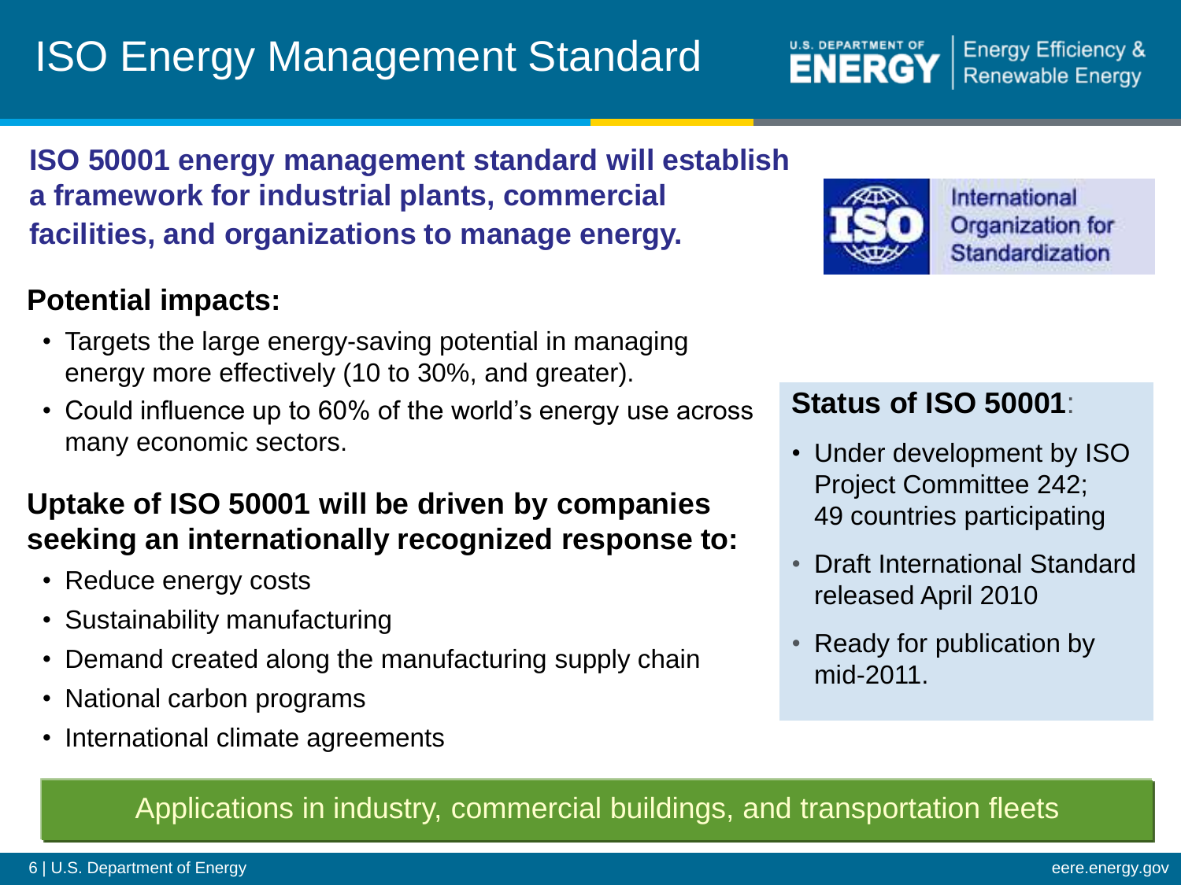# ISO Energy Management Standard

**ISO 50001 energy management standard will establish a framework for industrial plants, commercial facilities, and organizations to manage energy.**

International Organization for Standardization

## Potential impacts:

- Targets the large energy-saving potential in managing energy more effectively (10 to 30%, and greater).
- Could influence up to 60% of the world's energy use across many economic sectors.

## Uptake of ISO 50001 will be driven by companies seeking an internationally recognized response to:

- Reduce energy costs
- Sustainability manufacturing
- Demand created along the manufacturing supply chain
- National carbon programs
- International climate agreements

### Status of ISO 50001:

- Under development by ISO Project Committee 242; 49 countries participating
- Draft International Standard released April 2010
- Ready for publication by mid-2011.

Applications in industry, commercial buildings, and transportation fleets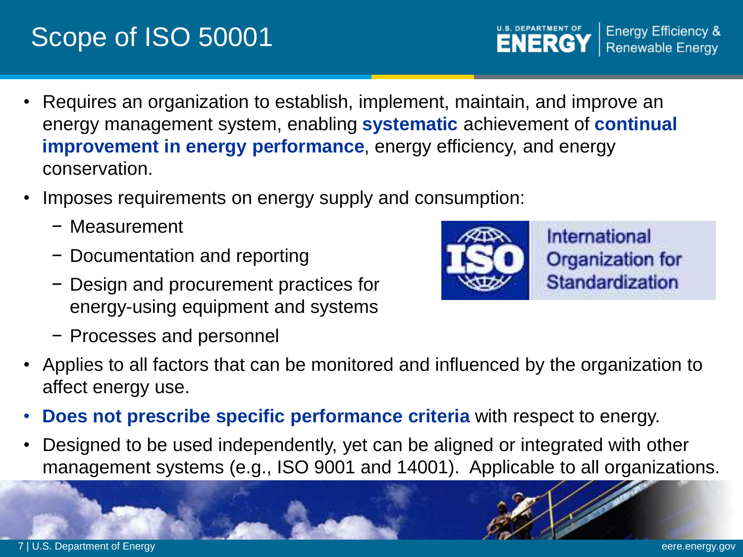# Scope of ISO 50001

- Requires an organization to establish, implement, maintain, and improve an energy management system, enabling **systematic** achievement of **continual improvement in energy performance**, energy efficiency, and energy conservation.
- Imposes requirements on energy supply and consumption:
  - Measurement
  - Documentation and reporting
  - Design and procurement practices for energy-using equipment and systems
  - Processes and personnel
- Applies to all factors that can be monitored and influenced by the organization to affect energy use.
- **Does not prescribe specific performance criteria** with respect to energy.
- Designed to be used independently, yet can be aligned or integrated with other management systems (e.g., ISO 9001 and 14001). Applicable to all organizations.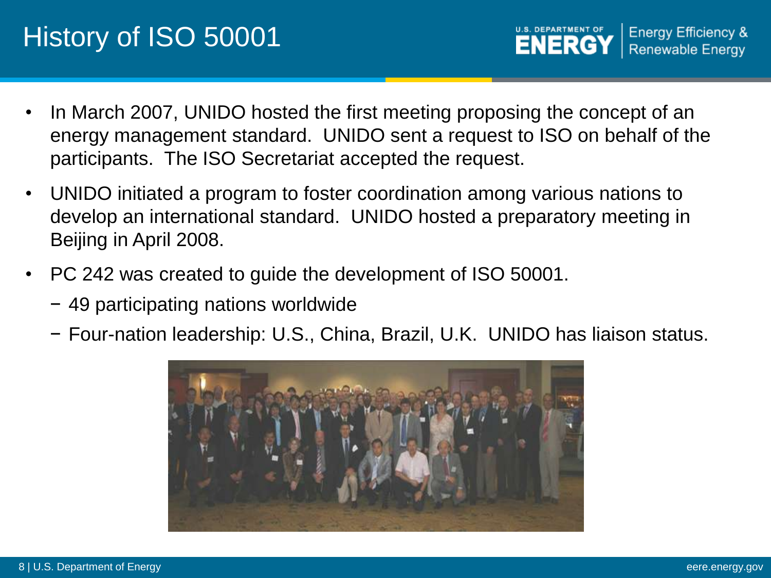# History of ISO 50001

- In March 2007, UNIDO hosted the first meeting proposing the concept of an energy management standard. UNIDO sent a request to ISO on behalf of the participants. The ISO Secretariat accepted the request.
- UNIDO initiated a program to foster coordination among various nations to develop an international standard. UNIDO hosted a preparatory meeting in Beijing in April 2008.
- PC 242 was created to guide the development of ISO 50001.
  - 49 participating nations worldwide
  - Four-nation leadership: U.S., China, Brazil, U.K. UNIDO has liaison status.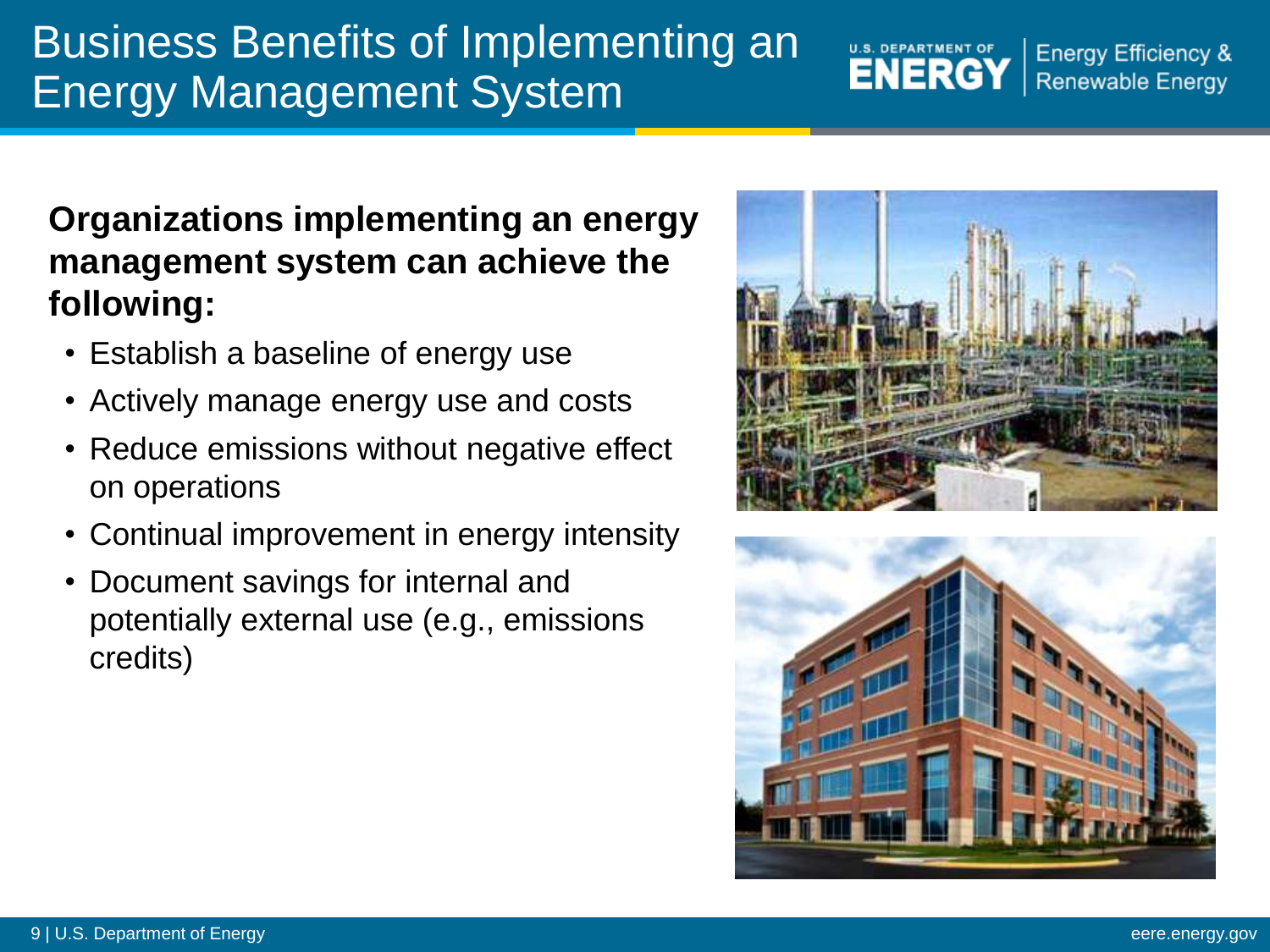# Business Benefits of Implementing an Energy Management System

**Organizations implementing an energy management system can achieve the following:**

- Establish a baseline of energy use
- Actively manage energy use and costs
- Reduce emissions without negative effect on operations
- Continual improvement in energy intensity
- Document savings for internal and potentially external use (e.g., emissions credits)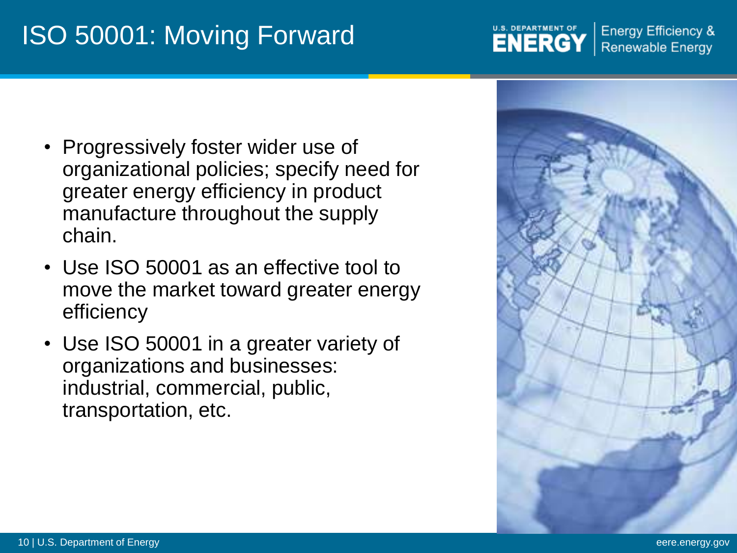# ISO 50001: Moving Forward

- Progressively foster wider use of organizational policies; specify need for greater energy efficiency in product manufacture throughout the supply chain.
- Use ISO 50001 as an effective tool to move the market toward greater energy efficiency
- Use ISO 50001 in a greater variety of organizations and businesses: industrial, commercial, public, transportation, etc.